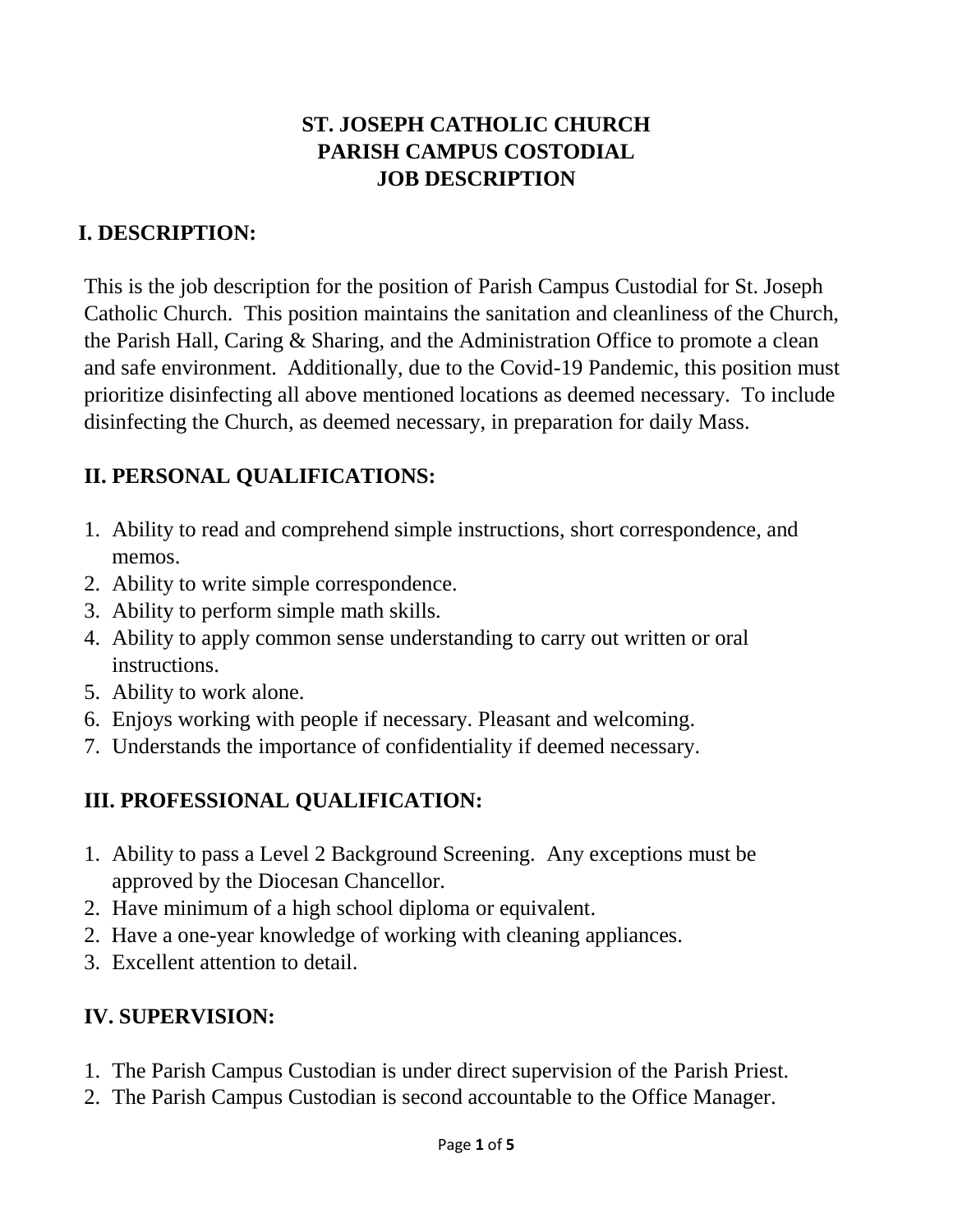# ST. JOSEPH CATHOLIC CHURCH
# PARISH CAMPUS COSTODIAL
# JOB DESCRIPTION

## I. DESCRIPTION:

This is the job description for the position of Parish Campus Custodial for St. Joseph Catholic Church. This position maintains the sanitation and cleanliness of the Church, the Parish Hall, Caring & Sharing, and the Administration Office to promote a clean and safe environment. Additionally, due to the Covid-19 Pandemic, this position must prioritize disinfecting all above mentioned locations as deemed necessary. To include disinfecting the Church, as deemed necessary, in preparation for daily Mass.

## II. PERSONAL QUALIFICATIONS:

1. Ability to read and comprehend simple instructions, short correspondence, and memos.
2. Ability to write simple correspondence.
3. Ability to perform simple math skills.
4. Ability to apply common sense understanding to carry out written or oral instructions.
5. Ability to work alone.
6. Enjoys working with people if necessary. Pleasant and welcoming.
7. Understands the importance of confidentiality if deemed necessary.

## III. PROFESSIONAL QUALIFICATION:

1. Ability to pass a Level 2 Background Screening. Any exceptions must be approved by the Diocesan Chancellor.
2. Have minimum of a high school diploma or equivalent.
2. Have a one-year knowledge of working with cleaning appliances.
3. Excellent attention to detail.

## IV. SUPERVISION:

1. The Parish Campus Custodian is under direct supervision of the Parish Priest.
2. The Parish Campus Custodian is second accountable to the Office Manager.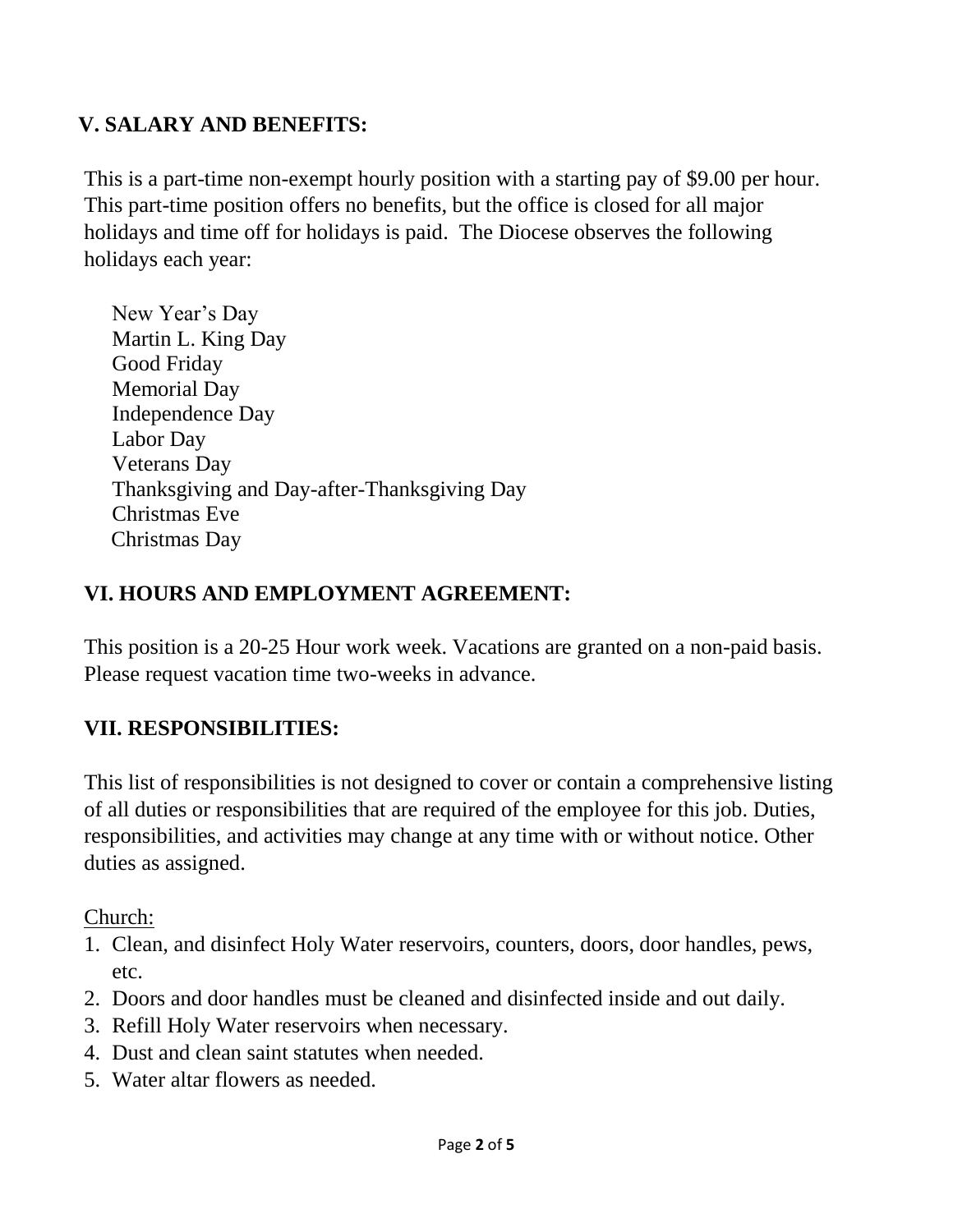## V. SALARY AND BENEFITS:

This is a part-time non-exempt hourly position with a starting pay of $9.00 per hour. This part-time position offers no benefits, but the office is closed for all major holidays and time off for holidays is paid. The Diocese observes the following holidays each year:

New Year's Day
Martin L. King Day
Good Friday
Memorial Day
Independence Day
Labor Day
Veterans Day
Thanksgiving and Day-after-Thanksgiving Day
Christmas Eve
Christmas Day

## VI. HOURS AND EMPLOYMENT AGREEMENT:

This position is a 20-25 Hour work week. Vacations are granted on a non-paid basis. Please request vacation time two-weeks in advance.

## VII. RESPONSIBILITIES:

This list of responsibilities is not designed to cover or contain a comprehensive listing of all duties or responsibilities that are required of the employee for this job. Duties, responsibilities, and activities may change at any time with or without notice. Other duties as assigned.

Church:

1. Clean, and disinfect Holy Water reservoirs, counters, doors, door handles, pews, etc.
2. Doors and door handles must be cleaned and disinfected inside and out daily.
3. Refill Holy Water reservoirs when necessary.
4. Dust and clean saint statutes when needed.
5. Water altar flowers as needed.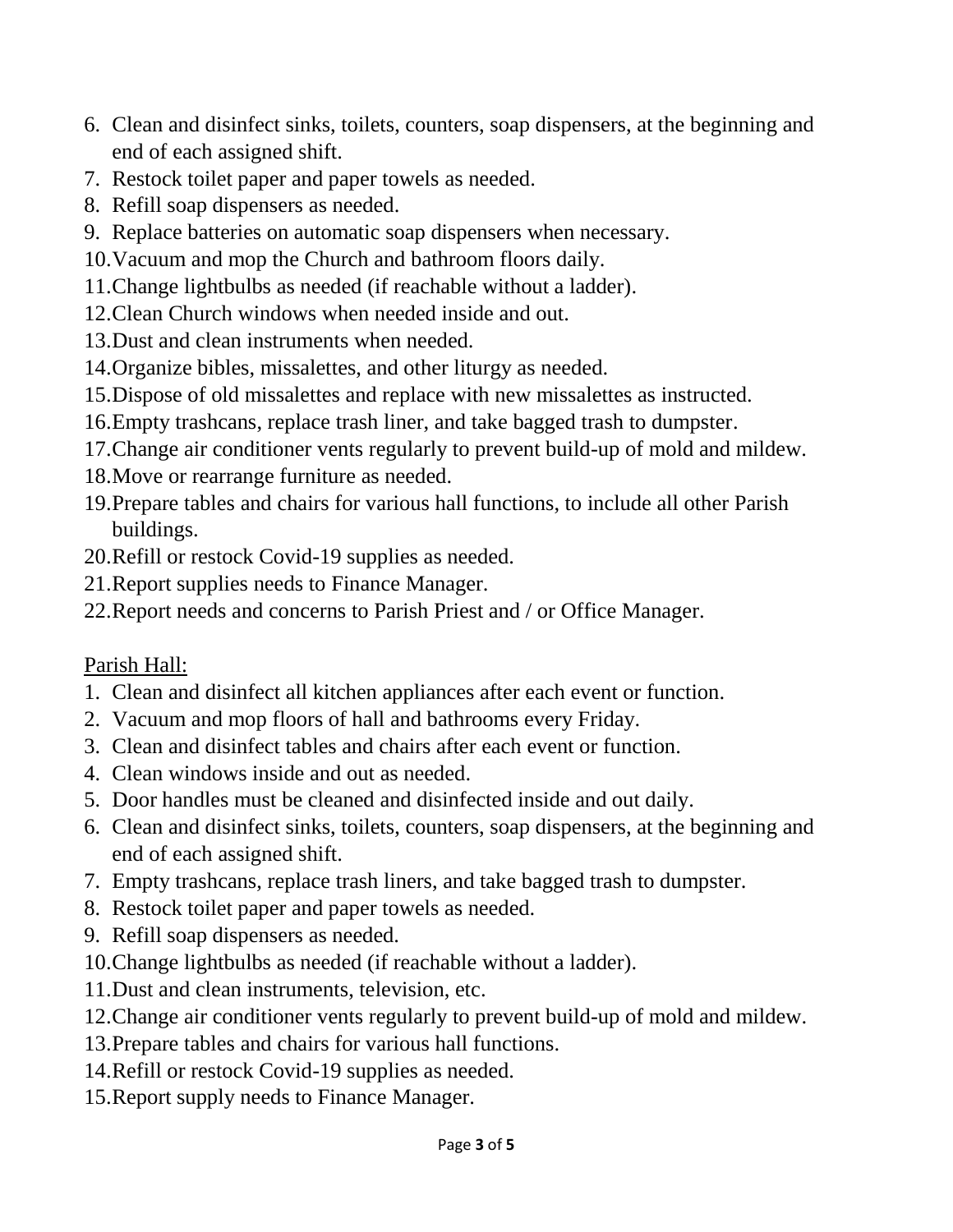6. Clean and disinfect sinks, toilets, counters, soap dispensers, at the beginning and end of each assigned shift.
7. Restock toilet paper and paper towels as needed.
8. Refill soap dispensers as needed.
9. Replace batteries on automatic soap dispensers when necessary.
10. Vacuum and mop the Church and bathroom floors daily.
11. Change lightbulbs as needed (if reachable without a ladder).
12. Clean Church windows when needed inside and out.
13. Dust and clean instruments when needed.
14. Organize bibles, missalettes, and other liturgy as needed.
15. Dispose of old missalettes and replace with new missalettes as instructed.
16. Empty trashcans, replace trash liner, and take bagged trash to dumpster.
17. Change air conditioner vents regularly to prevent build-up of mold and mildew.
18. Move or rearrange furniture as needed.
19. Prepare tables and chairs for various hall functions, to include all other Parish buildings.
20. Refill or restock Covid-19 supplies as needed.
21. Report supplies needs to Finance Manager.
22. Report needs and concerns to Parish Priest and / or Office Manager.

<u>Parish Hall:</u>

1. Clean and disinfect all kitchen appliances after each event or function.
2. Vacuum and mop floors of hall and bathrooms every Friday.
3. Clean and disinfect tables and chairs after each event or function.
4. Clean windows inside and out as needed.
5. Door handles must be cleaned and disinfected inside and out daily.
6. Clean and disinfect sinks, toilets, counters, soap dispensers, at the beginning and end of each assigned shift.
7. Empty trashcans, replace trash liners, and take bagged trash to dumpster.
8. Restock toilet paper and paper towels as needed.
9. Refill soap dispensers as needed.
10. Change lightbulbs as needed (if reachable without a ladder).
11. Dust and clean instruments, television, etc.
12. Change air conditioner vents regularly to prevent build-up of mold and mildew.
13. Prepare tables and chairs for various hall functions.
14. Refill or restock Covid-19 supplies as needed.
15. Report supply needs to Finance Manager.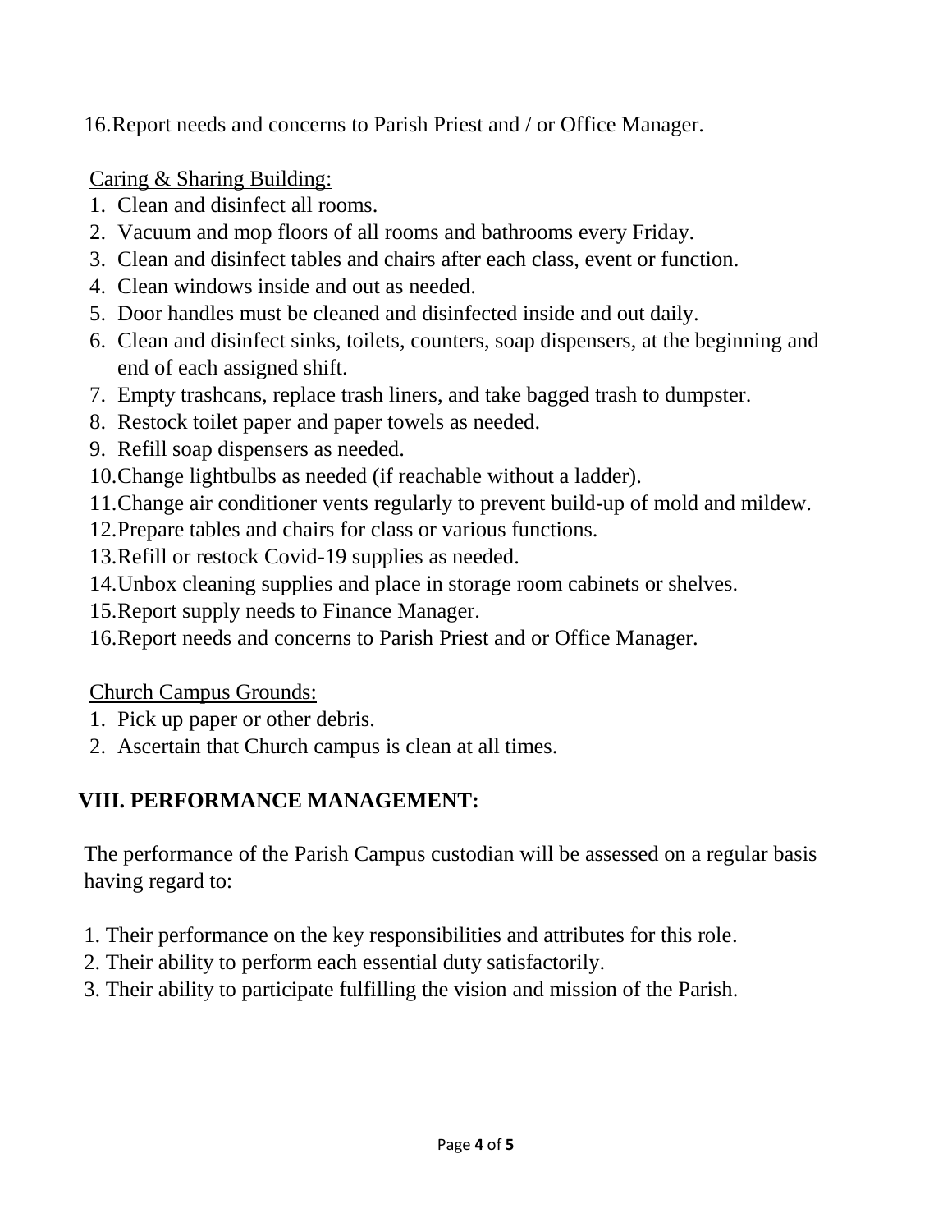16. Report needs and concerns to Parish Priest and / or Office Manager.

Caring & Sharing Building:

1. Clean and disinfect all rooms.
2. Vacuum and mop floors of all rooms and bathrooms every Friday.
3. Clean and disinfect tables and chairs after each class, event or function.
4. Clean windows inside and out as needed.
5. Door handles must be cleaned and disinfected inside and out daily.
6. Clean and disinfect sinks, toilets, counters, soap dispensers, at the beginning and end of each assigned shift.
7. Empty trashcans, replace trash liners, and take bagged trash to dumpster.
8. Restock toilet paper and paper towels as needed.
9. Refill soap dispensers as needed.
10. Change lightbulbs as needed (if reachable without a ladder).
11. Change air conditioner vents regularly to prevent build-up of mold and mildew.
12. Prepare tables and chairs for class or various functions.
13. Refill or restock Covid-19 supplies as needed.
14. Unbox cleaning supplies and place in storage room cabinets or shelves.
15. Report supply needs to Finance Manager.
16. Report needs and concerns to Parish Priest and or Office Manager.

Church Campus Grounds:

1. Pick up paper or other debris.
2. Ascertain that Church campus is clean at all times.

## VIII. PERFORMANCE MANAGEMENT:

The performance of the Parish Campus custodian will be assessed on a regular basis having regard to:

1. Their performance on the key responsibilities and attributes for this role.
2. Their ability to perform each essential duty satisfactorily.
3. Their ability to participate fulfilling the vision and mission of the Parish.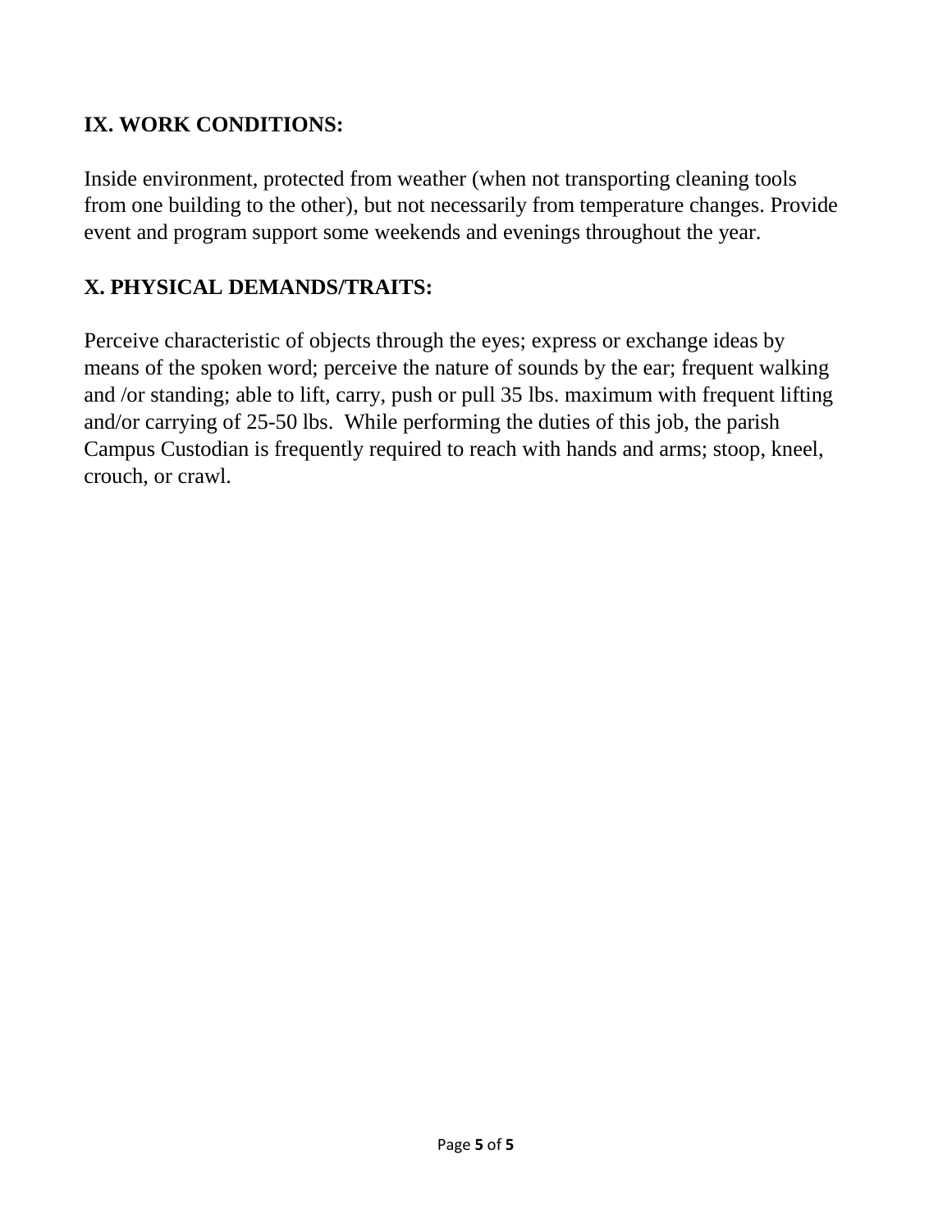## IX. WORK CONDITIONS:

Inside environment, protected from weather (when not transporting cleaning tools from one building to the other), but not necessarily from temperature changes. Provide event and program support some weekends and evenings throughout the year.

## X. PHYSICAL DEMANDS/TRAITS:

Perceive characteristic of objects through the eyes; express or exchange ideas by means of the spoken word; perceive the nature of sounds by the ear; frequent walking and /or standing; able to lift, carry, push or pull 35 lbs. maximum with frequent lifting and/or carrying of 25-50 lbs. While performing the duties of this job, the parish Campus Custodian is frequently required to reach with hands and arms; stoop, kneel, crouch, or crawl.